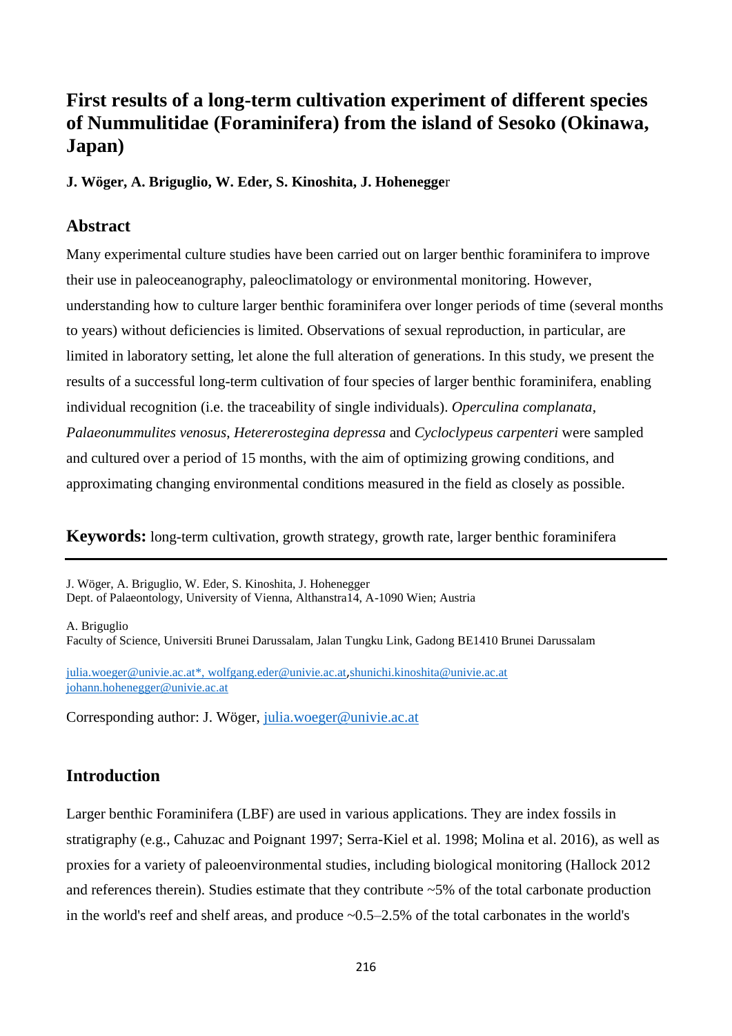# First results of a long-term cultivation experiment of different species of Nummulitidae (Foraminifera) from the island of Sesoko (Okinawa, Japan)

**J. Wöger, A. Briguglio, W. Eder, S. Kinoshita, J. Hohenegge**r

## Abstract

Many experimental culture studies have been carried out on larger benthic foraminifera to improve their use in paleoceanography, paleoclimatology or environmental monitoring. However, understanding how to culture larger benthic foraminifera over longer periods of time (several months to years) without deficiencies is limited. Observations of sexual reproduction, in particular, are limited in laboratory setting, let alone the full alteration of generations. In this study, we present the results of a successful long-term cultivation of four species of larger benthic foraminifera, enabling individual recognition (i.e. the traceability of single individuals). *Operculina complanata*, *Palaeonummulites venosus*, *Heterostegina depressa* and *Cycloclypeus carpenteri* were sampled and cultured over a period of 15 months, with the aim of optimizing growing conditions, and approximating changing environmental conditions measured in the field as closely as possible.

**Keywords:** long-term cultivation, growth strategy, growth rate, larger benthic foraminifera

---

J. Wöger, A. Briguglio, W. Eder, S. Kinoshita, J. Hohenegger
Dept. of Palaeontology, University of Vienna, Althanstra14, A-1090 Wien; Austria

A. Briguglio
Faculty of Science, Universiti Brunei Darussalam, Jalan Tungku Link, Gadong BE1410 Brunei Darussalam

julia.woeger@univie.ac.at*, wolfgang.eder@univie.ac.at, shunichi.kinoshita@univie.ac.at
johann.hohenegger@univie.ac.at

Corresponding author: J. Wöger, julia.woeger@univie.ac.at

## Introduction

Larger benthic Foraminifera (LBF) are used in various applications. They are index fossils in stratigraphy (e.g., Cahuzac and Poignant 1997; Serra-Kiel et al. 1998; Molina et al. 2016), as well as proxies for a variety of paleoenvironmental studies, including biological monitoring (Hallock 2012 and references therein). Studies estimate that they contribute ~5% of the total carbonate production in the world's reef and shelf areas, and produce ~0.5–2.5% of the total carbonates in the world's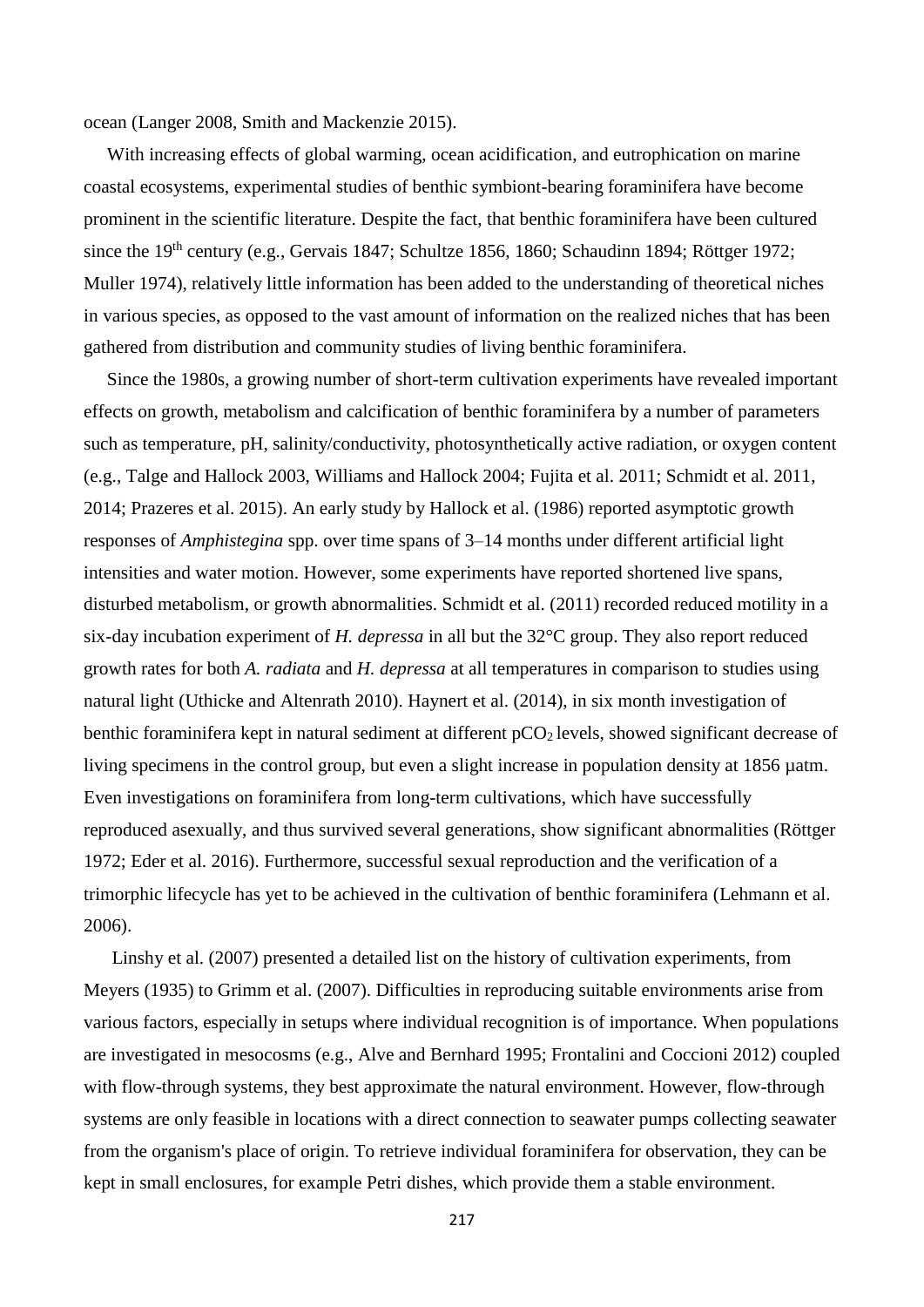ocean (Langer 2008, Smith and Mackenzie 2015).

With increasing effects of global warming, ocean acidification, and eutrophication on marine coastal ecosystems, experimental studies of benthic symbiont-bearing foraminifera have become prominent in the scientific literature. Despite the fact, that benthic foraminifera have been cultured since the 19th century (e.g., Gervais 1847; Schultze 1856, 1860; Schaudinn 1894; Röttger 1972; Muller 1974), relatively little information has been added to the understanding of theoretical niches in various species, as opposed to the vast amount of information on the realized niches that has been gathered from distribution and community studies of living benthic foraminifera.

Since the 1980s, a growing number of short-term cultivation experiments have revealed important effects on growth, metabolism and calcification of benthic foraminifera by a number of parameters such as temperature, pH, salinity/conductivity, photosynthetically active radiation, or oxygen content (e.g., Talge and Hallock 2003, Williams and Hallock 2004; Fujita et al. 2011; Schmidt et al. 2011, 2014; Prazeres et al. 2015). An early study by Hallock et al. (1986) reported asymptotic growth responses of *Amphistegina* spp. over time spans of 3–14 months under different artificial light intensities and water motion. However, some experiments have reported shortened live spans, disturbed metabolism, or growth abnormalities. Schmidt et al. (2011) recorded reduced motility in a six-day incubation experiment of *H. depressa* in all but the 32°C group. They also report reduced growth rates for both *A. radiata* and *H. depressa* at all temperatures in comparison to studies using natural light (Uthicke and Altenrath 2010). Haynert et al. (2014), in six month investigation of benthic foraminifera kept in natural sediment at different $pCO_2$ levels, showed significant decrease of living specimens in the control group, but even a slight increase in population density at 1856 µatm. Even investigations on foraminifera from long-term cultivations, which have successfully reproduced asexually, and thus survived several generations, show significant abnormalities (Röttger 1972; Eder et al. 2016). Furthermore, successful sexual reproduction and the verification of a trimorphic lifecycle has yet to be achieved in the cultivation of benthic foraminifera (Lehmann et al. 2006).

Linshy et al. (2007) presented a detailed list on the history of cultivation experiments, from Meyers (1935) to Grimm et al. (2007). Difficulties in reproducing suitable environments arise from various factors, especially in setups where individual recognition is of importance. When populations are investigated in mesocosms (e.g., Alve and Bernhard 1995; Frontalini and Coccioni 2012) coupled with flow-through systems, they best approximate the natural environment. However, flow-through systems are only feasible in locations with a direct connection to seawater pumps collecting seawater from the organism's place of origin. To retrieve individual foraminifera for observation, they can be kept in small enclosures, for example Petri dishes, which provide them a stable environment.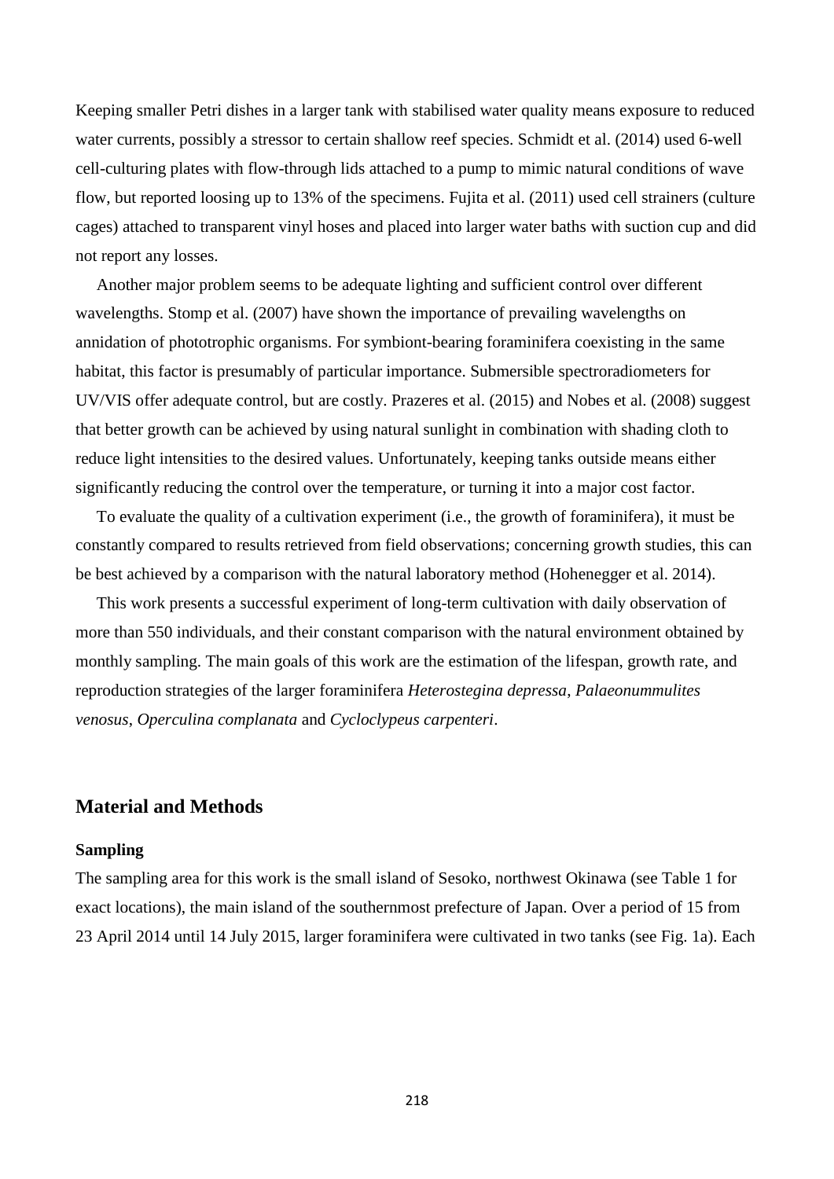Keeping smaller Petri dishes in a larger tank with stabilised water quality means exposure to reduced water currents, possibly a stressor to certain shallow reef species. Schmidt et al. (2014) used 6-well cell-culturing plates with flow-through lids attached to a pump to mimic natural conditions of wave flow, but reported loosing up to 13% of the specimens. Fujita et al. (2011) used cell strainers (culture cages) attached to transparent vinyl hoses and placed into larger water baths with suction cup and did not report any losses.

Another major problem seems to be adequate lighting and sufficient control over different wavelengths. Stomp et al. (2007) have shown the importance of prevailing wavelengths on annidation of phototrophic organisms. For symbiont-bearing foraminifera coexisting in the same habitat, this factor is presumably of particular importance. Submersible spectroradiometers for UV/VIS offer adequate control, but are costly. Prazeres et al. (2015) and Nobes et al. (2008) suggest that better growth can be achieved by using natural sunlight in combination with shading cloth to reduce light intensities to the desired values. Unfortunately, keeping tanks outside means either significantly reducing the control over the temperature, or turning it into a major cost factor.

To evaluate the quality of a cultivation experiment (i.e., the growth of foraminifera), it must be constantly compared to results retrieved from field observations; concerning growth studies, this can be best achieved by a comparison with the natural laboratory method (Hohenegger et al. 2014).

This work presents a successful experiment of long-term cultivation with daily observation of more than 550 individuals, and their constant comparison with the natural environment obtained by monthly sampling. The main goals of this work are the estimation of the lifespan, growth rate, and reproduction strategies of the larger foraminifera *Heterostegina depressa*, *Palaeonummulites venosus*, *Operculina complanata* and *Cycloclypeus carpenteri*.

## Material and Methods

### Sampling

The sampling area for this work is the small island of Sesoko, northwest Okinawa (see Table 1 for exact locations), the main island of the southernmost prefecture of Japan. Over a period of 15 from 23 April 2014 until 14 July 2015, larger foraminifera were cultivated in two tanks (see Fig. 1a). Each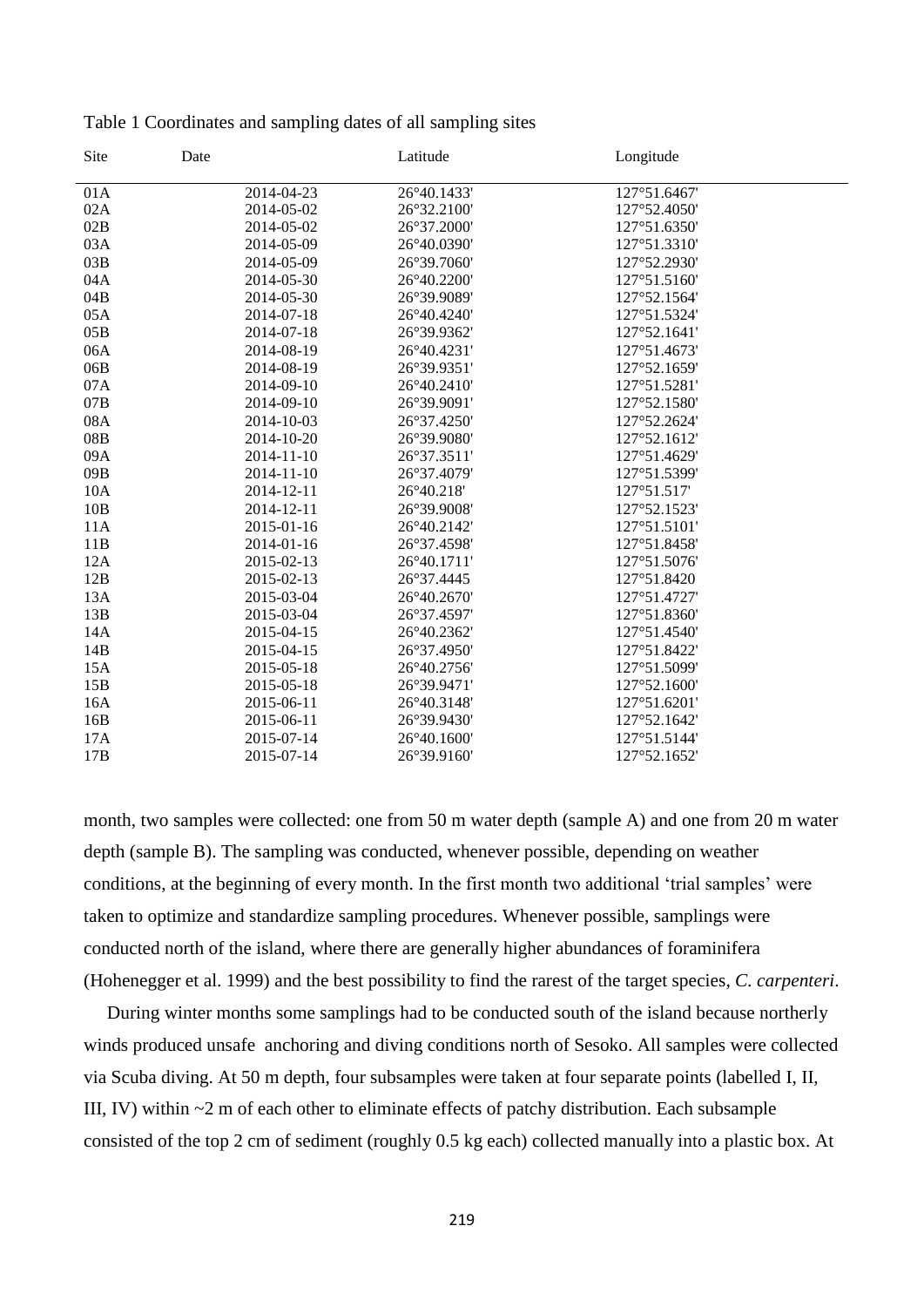Table 1 Coordinates and sampling dates of all sampling sites

| Site | Date | Latitude | Longitude |
| --- | --- | --- | --- |
| 01A | 2014-04-23 | 26°40.1433' | 127°51.6467' |
| 02A | 2014-05-02 | 26°32.2100' | 127°52.4050' |
| 02B | 2014-05-02 | 26°37.2000' | 127°51.6350' |
| 03A | 2014-05-09 | 26°40.0390' | 127°51.3310' |
| 03B | 2014-05-09 | 26°39.7060' | 127°52.2930' |
| 04A | 2014-05-30 | 26°40.2200' | 127°51.5160' |
| 04B | 2014-05-30 | 26°39.9089' | 127°52.1564' |
| 05A | 2014-07-18 | 26°40.4240' | 127°51.5324' |
| 05B | 2014-07-18 | 26°39.9362' | 127°52.1641' |
| 06A | 2014-08-19 | 26°40.4231' | 127°51.4673' |
| 06B | 2014-08-19 | 26°39.9351' | 127°52.1659' |
| 07A | 2014-09-10 | 26°40.2410' | 127°51.5281' |
| 07B | 2014-09-10 | 26°39.9091' | 127°52.1580' |
| 08A | 2014-10-03 | 26°37.4250' | 127°52.2624' |
| 08B | 2014-10-20 | 26°39.9080' | 127°52.1612' |
| 09A | 2014-11-10 | 26°37.3511' | 127°51.4629' |
| 09B | 2014-11-10 | 26°37.4079' | 127°51.5399' |
| 10A | 2014-12-11 | 26°40.218' | 127°51.517' |
| 10B | 2014-12-11 | 26°39.9008' | 127°52.1523' |
| 11A | 2015-01-16 | 26°40.2142' | 127°51.5101' |
| 11B | 2014-01-16 | 26°37.4598' | 127°51.8458' |
| 12A | 2015-02-13 | 26°40.1711' | 127°51.5076' |
| 12B | 2015-02-13 | 26°37.4445 | 127°51.8420 |
| 13A | 2015-03-04 | 26°40.2670' | 127°51.4727' |
| 13B | 2015-03-04 | 26°37.4597' | 127°51.8360' |
| 14A | 2015-04-15 | 26°40.2362' | 127°51.4540' |
| 14B | 2015-04-15 | 26°37.4950' | 127°51.8422' |
| 15A | 2015-05-18 | 26°40.2756' | 127°51.5099' |
| 15B | 2015-05-18 | 26°39.9471' | 127°52.1600' |
| 16A | 2015-06-11 | 26°40.3148' | 127°51.6201' |
| 16B | 2015-06-11 | 26°39.9430' | 127°52.1642' |
| 17A | 2015-07-14 | 26°40.1600' | 127°51.5144' |
| 17B | 2015-07-14 | 26°39.9160' | 127°52.1652' |

month, two samples were collected: one from 50 m water depth (sample A) and one from 20 m water depth (sample B). The sampling was conducted, whenever possible, depending on weather conditions, at the beginning of every month. In the first month two additional 'trial samples' were taken to optimize and standardize sampling procedures. Whenever possible, samplings were conducted north of the island, where there are generally higher abundances of foraminifera (Hohenegger et al. 1999) and the best possibility to find the rarest of the target species, *C. carpenteri*.

During winter months some samplings had to be conducted south of the island because northerly winds produced unsafe anchoring and diving conditions north of Sesoko. All samples were collected via Scuba diving. At 50 m depth, four subsamples were taken at four separate points (labelled I, II, III, IV) within ~2 m of each other to eliminate effects of patchy distribution. Each subsample consisted of the top 2 cm of sediment (roughly 0.5 kg each) collected manually into a plastic box. At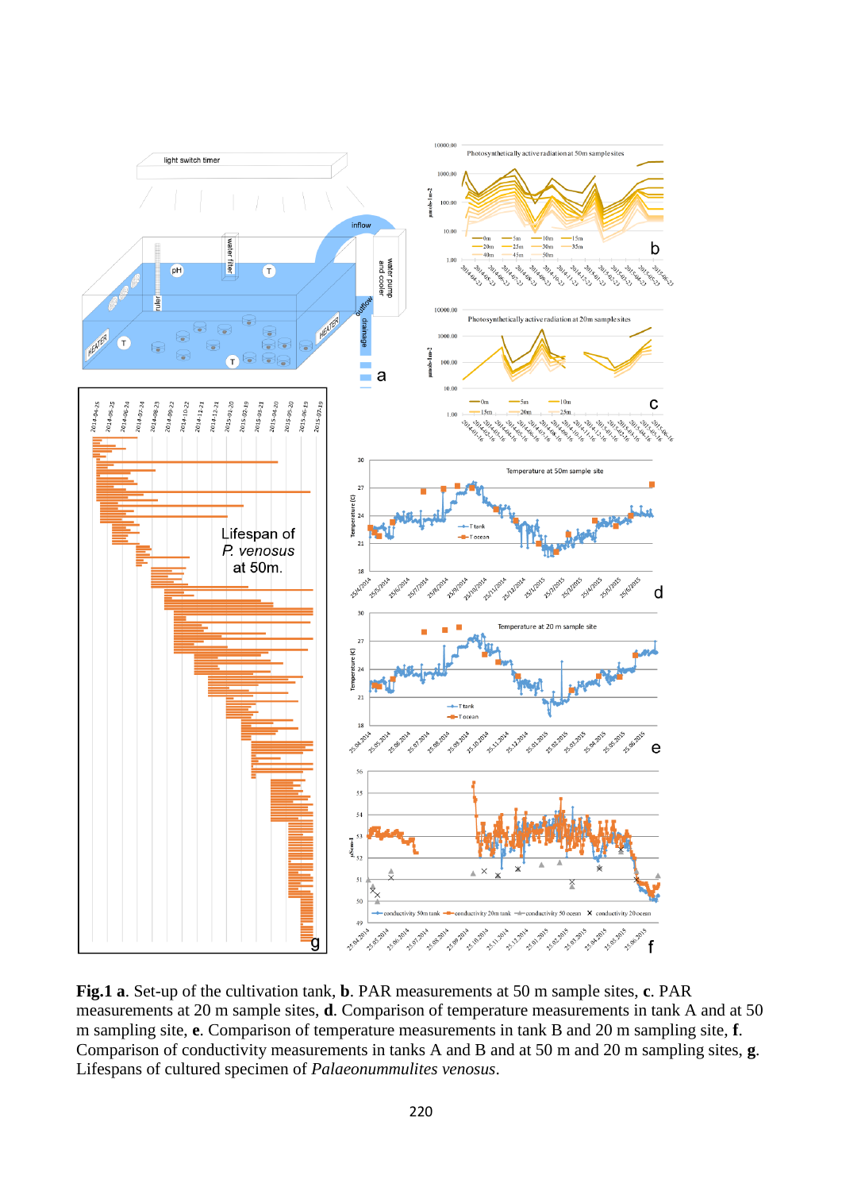**Fig.1 a**. Set-up of the cultivation tank, **b**. PAR measurements at 50 m sample sites, **c**. PAR measurements at 20 m sample sites, **d**. Comparison of temperature measurements in tank A and at 50 m sampling site, **e**. Comparison of temperature measurements in tank B and 20 m sampling site, **f**. Comparison of conductivity measurements in tanks A and B and at 50 m and 20 m sampling sites, **g**. Lifespans of cultured specimen of *Palaeonummulites venosus*.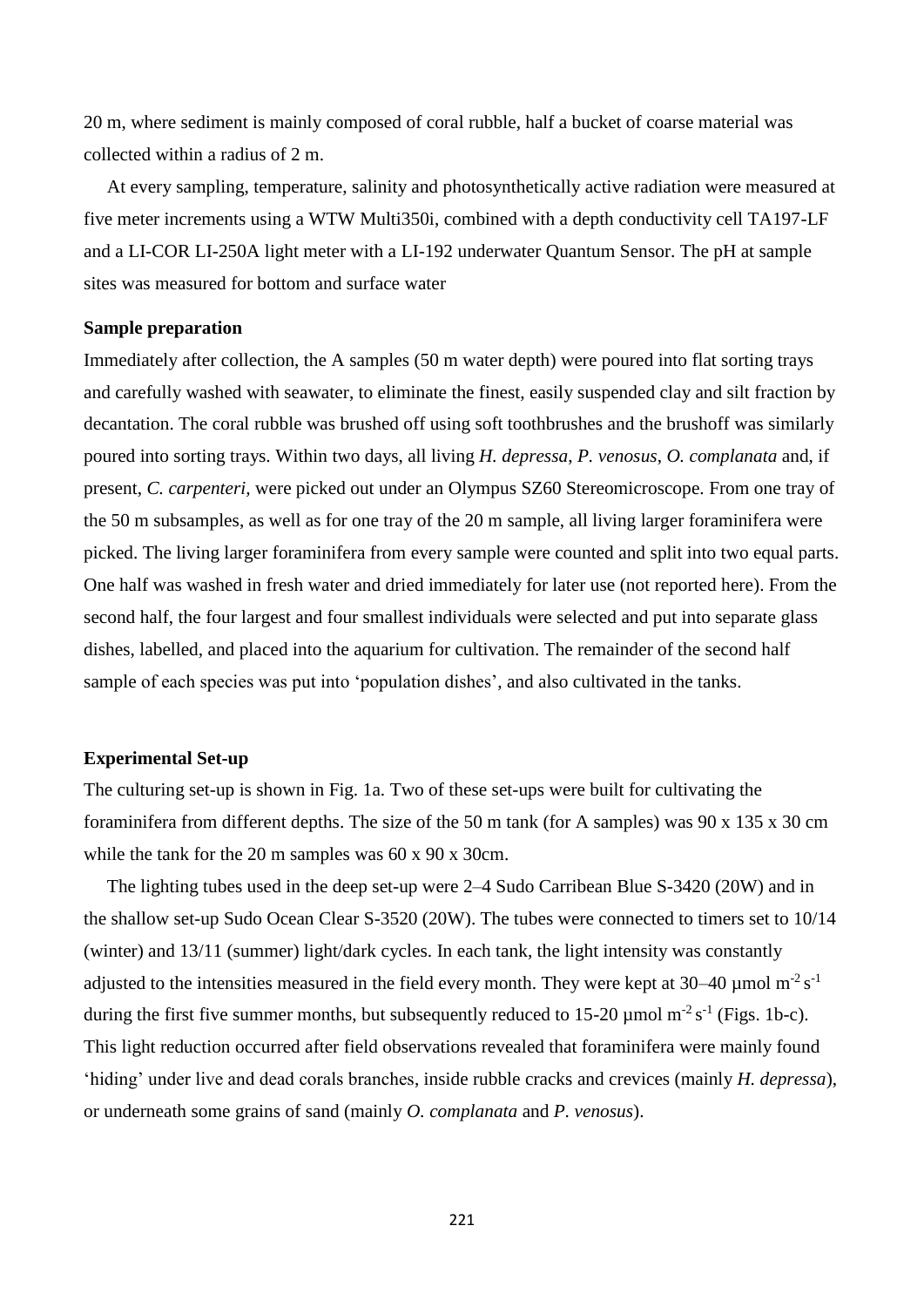20 m, where sediment is mainly composed of coral rubble, half a bucket of coarse material was collected within a radius of 2 m.

At every sampling, temperature, salinity and photosynthetically active radiation were measured at five meter increments using a WTW Multi350i, combined with a depth conductivity cell TA197-LF and a LI-COR LI-250A light meter with a LI-192 underwater Quantum Sensor. The pH at sample sites was measured for bottom and surface water

**Sample preparation**

Immediately after collection, the A samples (50 m water depth) were poured into flat sorting trays and carefully washed with seawater, to eliminate the finest, easily suspended clay and silt fraction by decantation. The coral rubble was brushed off using soft toothbrushes and the brushoff was similarly poured into sorting trays. Within two days, all living *H. depressa*, *P. venosus*, *O. complanata* and, if present, *C. carpenteri*, were picked out under an Olympus SZ60 Stereomicroscope. From one tray of the 50 m subsamples, as well as for one tray of the 20 m sample, all living larger foraminifera were picked. The living larger foraminifera from every sample were counted and split into two equal parts. One half was washed in fresh water and dried immediately for later use (not reported here). From the second half, the four largest and four smallest individuals were selected and put into separate glass dishes, labelled, and placed into the aquarium for cultivation. The remainder of the second half sample of each species was put into 'population dishes', and also cultivated in the tanks.

**Experimental Set-up**

The culturing set-up is shown in Fig. 1a. Two of these set-ups were built for cultivating the foraminifera from different depths. The size of the 50 m tank (for A samples) was 90 x 135 x 30 cm while the tank for the 20 m samples was 60 x 90 x 30cm.

The lighting tubes used in the deep set-up were 2–4 Sudo Carribean Blue S-3420 (20W) and in the shallow set-up Sudo Ocean Clear S-3520 (20W). The tubes were connected to timers set to 10/14 (winter) and 13/11 (summer) light/dark cycles. In each tank, the light intensity was constantly adjusted to the intensities measured in the field every month. They were kept at 30–40 µmol $m^{-2} s^{-1}$ during the first five summer months, but subsequently reduced to 15-20 µmol $m^{-2} s^{-1}$ (Figs. 1b-c). This light reduction occurred after field observations revealed that foraminifera were mainly found 'hiding' under live and dead corals branches, inside rubble cracks and crevices (mainly *H. depressa*), or underneath some grains of sand (mainly *O. complanata* and *P. venosus*).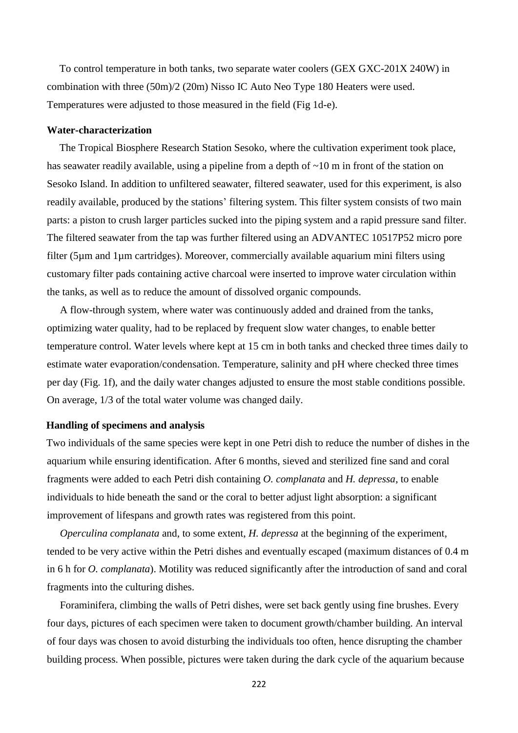To control temperature in both tanks, two separate water coolers (GEX GXC-201X 240W) in combination with three (50m)/2 (20m) Nisso IC Auto Neo Type 180 Heaters were used. Temperatures were adjusted to those measured in the field (Fig 1d-e).

### Water-characterization

The Tropical Biosphere Research Station Sesoko, where the cultivation experiment took place, has seawater readily available, using a pipeline from a depth of ~10 m in front of the station on Sesoko Island. In addition to unfiltered seawater, filtered seawater, used for this experiment, is also readily available, produced by the stations' filtering system. This filter system consists of two main parts: a piston to crush larger particles sucked into the piping system and a rapid pressure sand filter. The filtered seawater from the tap was further filtered using an ADVANTEC 10517P52 micro pore filter (5µm and 1µm cartridges). Moreover, commercially available aquarium mini filters using customary filter pads containing active charcoal were inserted to improve water circulation within the tanks, as well as to reduce the amount of dissolved organic compounds.

A flow-through system, where water was continuously added and drained from the tanks, optimizing water quality, had to be replaced by frequent slow water changes, to enable better temperature control. Water levels where kept at 15 cm in both tanks and checked three times daily to estimate water evaporation/condensation. Temperature, salinity and pH where checked three times per day (Fig. 1f), and the daily water changes adjusted to ensure the most stable conditions possible. On average, 1/3 of the total water volume was changed daily.

### Handling of specimens and analysis

Two individuals of the same species were kept in one Petri dish to reduce the number of dishes in the aquarium while ensuring identification. After 6 months, sieved and sterilized fine sand and coral fragments were added to each Petri dish containing *O. complanata* and *H. depressa*, to enable individuals to hide beneath the sand or the coral to better adjust light absorption: a significant improvement of lifespans and growth rates was registered from this point.

*Operculina complanata* and, to some extent, *H. depressa* at the beginning of the experiment, tended to be very active within the Petri dishes and eventually escaped (maximum distances of 0.4 m in 6 h for *O. complanata*). Motility was reduced significantly after the introduction of sand and coral fragments into the culturing dishes.

Foraminifera, climbing the walls of Petri dishes, were set back gently using fine brushes. Every four days, pictures of each specimen were taken to document growth/chamber building. An interval of four days was chosen to avoid disturbing the individuals too often, hence disrupting the chamber building process. When possible, pictures were taken during the dark cycle of the aquarium because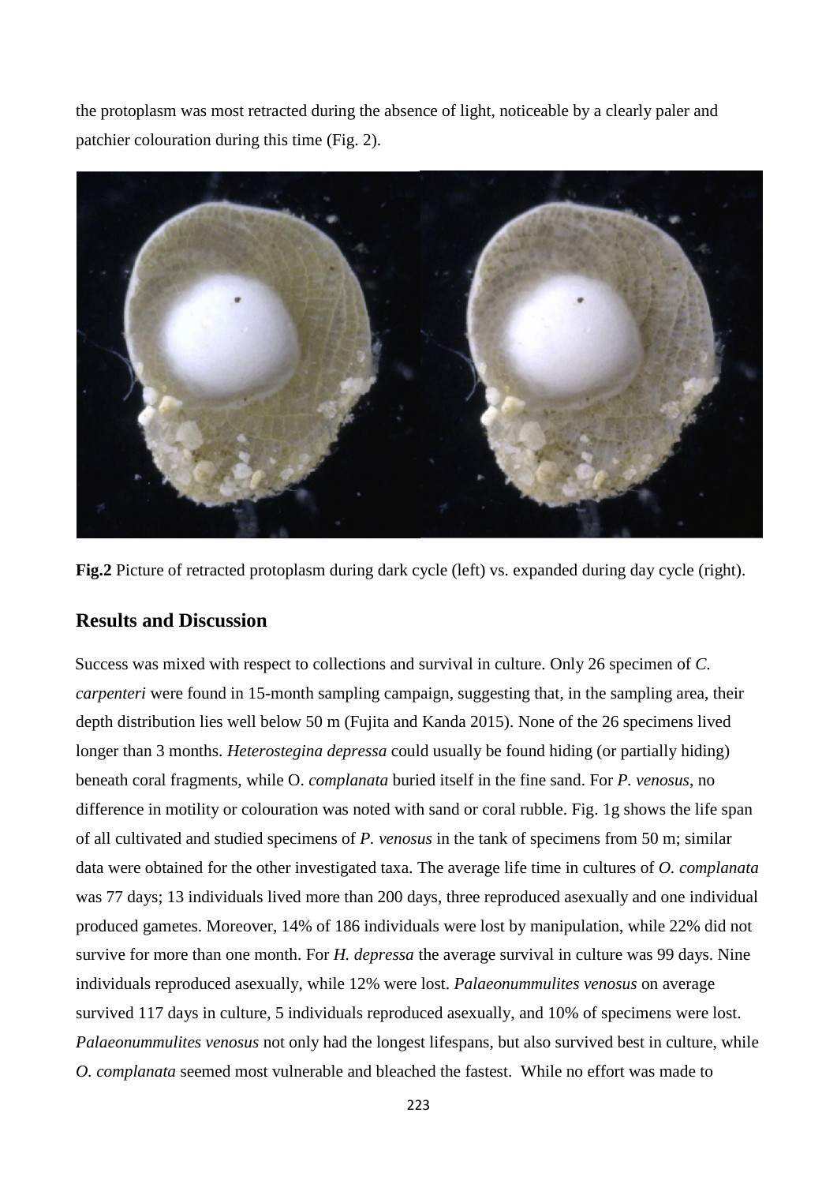the protoplasm was most retracted during the absence of light, noticeable by a clearly paler and patchier colouration during this time (Fig. 2).

**Fig.2** Picture of retracted protoplasm during dark cycle (left) vs. expanded during day cycle (right).

## Results and Discussion

Success was mixed with respect to collections and survival in culture. Only 26 specimen of *C. carpenteri* were found in 15-month sampling campaign, suggesting that, in the sampling area, their depth distribution lies well below 50 m (Fujita and Kanda 2015). None of the 26 specimens lived longer than 3 months. *Heterostegina depressa* could usually be found hiding (or partially hiding) beneath coral fragments, while O. *complanata* buried itself in the fine sand. For *P. venosus*, no difference in motility or colouration was noted with sand or coral rubble. Fig. 1g shows the life span of all cultivated and studied specimens of *P. venosus* in the tank of specimens from 50 m; similar data were obtained for the other investigated taxa. The average life time in cultures of *O. complanata* was 77 days; 13 individuals lived more than 200 days, three reproduced asexually and one individual produced gametes. Moreover, 14% of 186 individuals were lost by manipulation, while 22% did not survive for more than one month. For *H. depressa* the average survival in culture was 99 days. Nine individuals reproduced asexually, while 12% were lost. *Palaeonummulites venosus* on average survived 117 days in culture, 5 individuals reproduced asexually, and 10% of specimens were lost. *Palaeonummulites venosus* not only had the longest lifespans, but also survived best in culture, while *O. complanata* seemed most vulnerable and bleached the fastest. While no effort was made to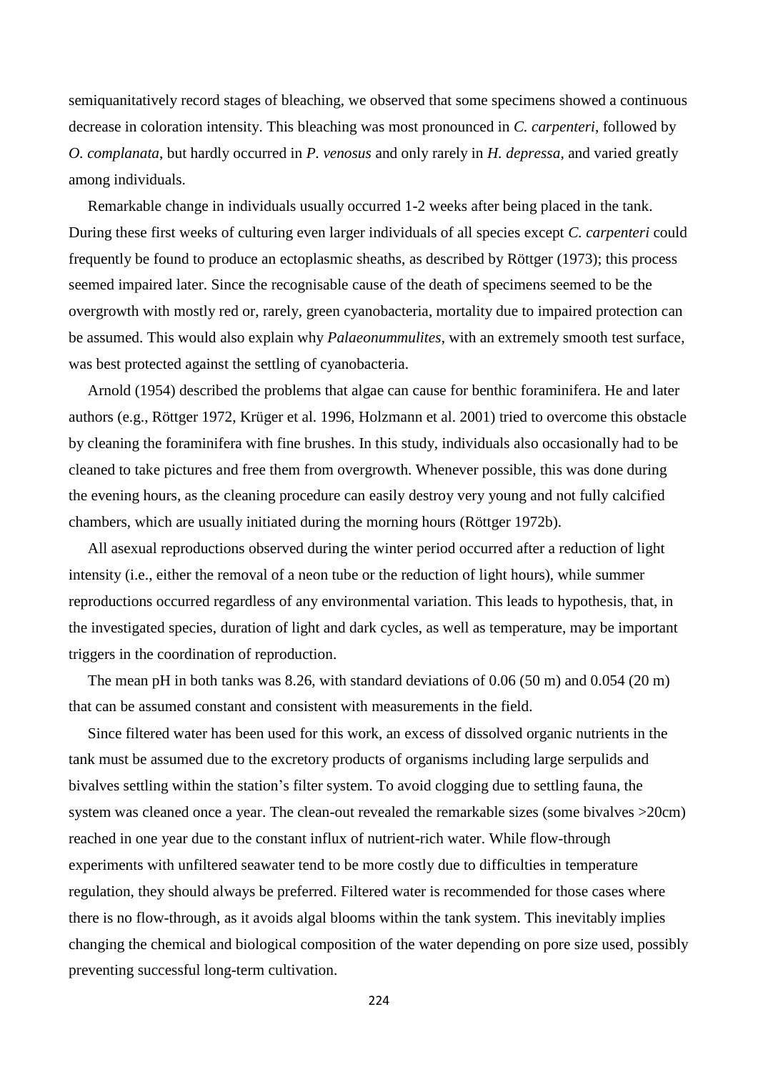semiquanitatively record stages of bleaching, we observed that some specimens showed a continuous decrease in coloration intensity. This bleaching was most pronounced in *C. carpenteri*, followed by *O. complanata*, but hardly occurred in *P. venosus* and only rarely in *H. depressa*, and varied greatly among individuals.

Remarkable change in individuals usually occurred 1-2 weeks after being placed in the tank. During these first weeks of culturing even larger individuals of all species except *C. carpenteri* could frequently be found to produce an ectoplasmic sheaths, as described by Röttger (1973); this process seemed impaired later. Since the recognisable cause of the death of specimens seemed to be the overgrowth with mostly red or, rarely, green cyanobacteria, mortality due to impaired protection can be assumed. This would also explain why *Palaeonummulites*, with an extremely smooth test surface, was best protected against the settling of cyanobacteria.

Arnold (1954) described the problems that algae can cause for benthic foraminifera. He and later authors (e.g., Röttger 1972, Krüger et al. 1996, Holzmann et al. 2001) tried to overcome this obstacle by cleaning the foraminifera with fine brushes. In this study, individuals also occasionally had to be cleaned to take pictures and free them from overgrowth. Whenever possible, this was done during the evening hours, as the cleaning procedure can easily destroy very young and not fully calcified chambers, which are usually initiated during the morning hours (Röttger 1972b).

All asexual reproductions observed during the winter period occurred after a reduction of light intensity (i.e., either the removal of a neon tube or the reduction of light hours), while summer reproductions occurred regardless of any environmental variation. This leads to hypothesis, that, in the investigated species, duration of light and dark cycles, as well as temperature, may be important triggers in the coordination of reproduction.

The mean pH in both tanks was 8.26, with standard deviations of 0.06 (50 m) and 0.054 (20 m) that can be assumed constant and consistent with measurements in the field.

Since filtered water has been used for this work, an excess of dissolved organic nutrients in the tank must be assumed due to the excretory products of organisms including large serpulids and bivalves settling within the station's filter system. To avoid clogging due to settling fauna, the system was cleaned once a year. The clean-out revealed the remarkable sizes (some bivalves >20cm) reached in one year due to the constant influx of nutrient-rich water. While flow-through experiments with unfiltered seawater tend to be more costly due to difficulties in temperature regulation, they should always be preferred. Filtered water is recommended for those cases where there is no flow-through, as it avoids algal blooms within the tank system. This inevitably implies changing the chemical and biological composition of the water depending on pore size used, possibly preventing successful long-term cultivation.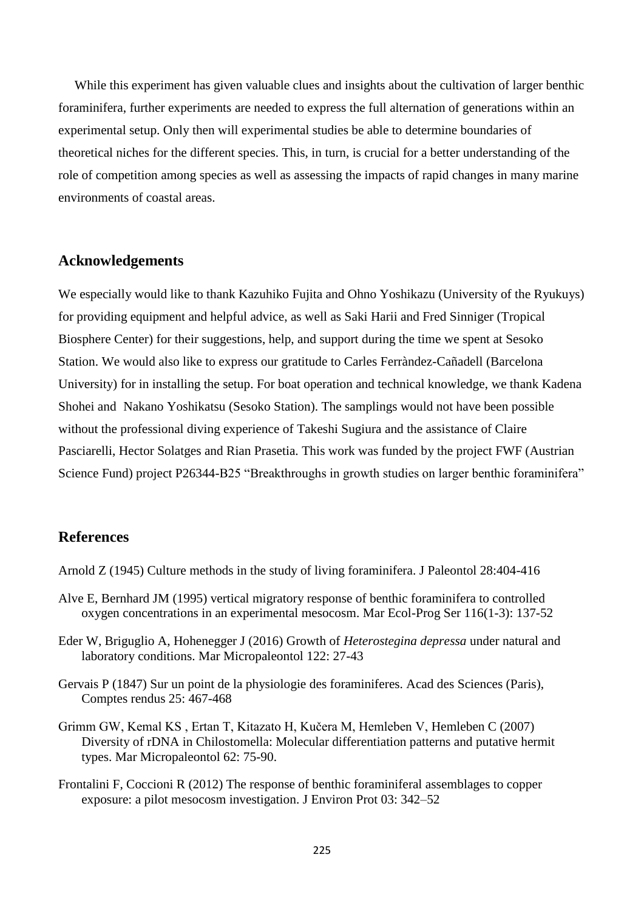While this experiment has given valuable clues and insights about the cultivation of larger benthic foraminifera, further experiments are needed to express the full alternation of generations within an experimental setup. Only then will experimental studies be able to determine boundaries of theoretical niches for the different species. This, in turn, is crucial for a better understanding of the role of competition among species as well as assessing the impacts of rapid changes in many marine environments of coastal areas.

## Acknowledgements

We especially would like to thank Kazuhiko Fujita and Ohno Yoshikazu (University of the Ryukyus) for providing equipment and helpful advice, as well as Saki Harii and Fred Sinniger (Tropical Biosphere Center) for their suggestions, help, and support during the time we spent at Sesoko Station. We would also like to express our gratitude to Carles Ferràndez-Cañadell (Barcelona University) for in installing the setup. For boat operation and technical knowledge, we thank Kadena Shohei and Nakano Yoshikatsu (Sesoko Station). The samplings would not have been possible without the professional diving experience of Takeshi Sugiura and the assistance of Claire Pasciarelli, Hector Solatges and Rian Prasetia. This work was funded by the project FWF (Austrian Science Fund) project P26344-B25 "Breakthroughs in growth studies on larger benthic foraminifera"

## References

Arnold Z (1945) Culture methods in the study of living foraminifera. J Paleontol 28:404-416

Alve E, Bernhard JM (1995) vertical migratory response of benthic foraminifera to controlled oxygen concentrations in an experimental mesocosm. Mar Ecol-Prog Ser 116(1-3): 137-52

Eder W, Briguglio A, Hohenegger J (2016) Growth of *Heterostegina depressa* under natural and laboratory conditions. Mar Micropaleontol 122: 27-43

Gervais P (1847) Sur un point de la physiologie des foraminiferes. Acad des Sciences (Paris), Comptes rendus 25: 467-468

Grimm GW, Kemal KS , Ertan T, Kitazato H, Kučera M, Hemleben V, Hemleben C (2007) Diversity of rDNA in Chilostomella: Molecular differentiation patterns and putative hermit types. Mar Micropaleontol 62: 75-90.

Frontalini F, Coccioni R (2012) The response of benthic foraminiferal assemblages to copper exposure: a pilot mesocosm investigation. J Environ Prot 03: 342–52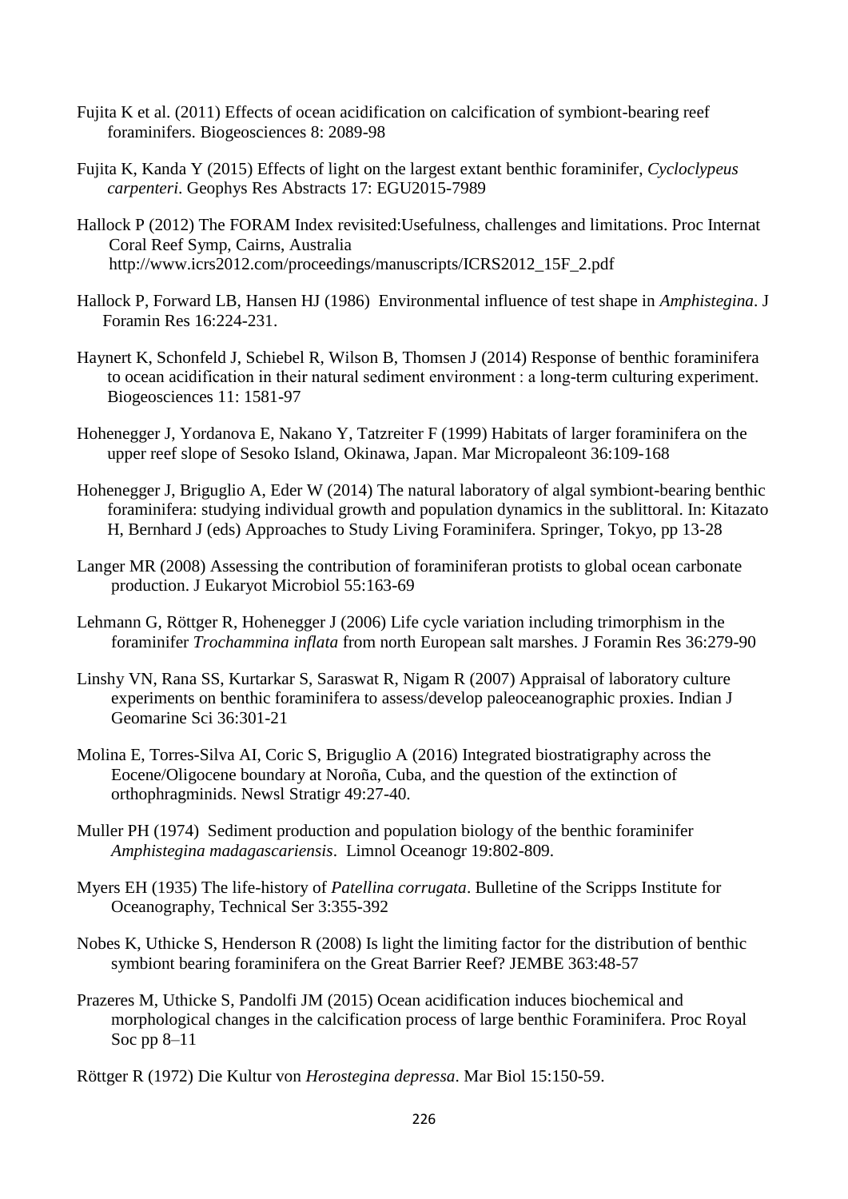Fujita K et al. (2011) Effects of ocean acidification on calcification of symbiont-bearing reef foraminifers. Biogeosciences 8: 2089-98

Fujita K, Kanda Y (2015) Effects of light on the largest extant benthic foraminifer, *Cycloclypeus carpenteri*. Geophys Res Abstracts 17: EGU2015-7989

Hallock P (2012) The FORAM Index revisited:Usefulness, challenges and limitations. Proc Internat Coral Reef Symp, Cairns, Australia http://www.icrs2012.com/proceedings/manuscripts/ICRS2012_15F_2.pdf

Hallock P, Forward LB, Hansen HJ (1986) Environmental influence of test shape in *Amphistegina*. J Foramin Res 16:224-231.

Haynert K, Schonfeld J, Schiebel R, Wilson B, Thomsen J (2014) Response of benthic foraminifera to ocean acidification in their natural sediment environment : a long-term culturing experiment. Biogeosciences 11: 1581-97

Hohenegger J, Yordanova E, Nakano Y, Tatzreiter F (1999) Habitats of larger foraminifera on the upper reef slope of Sesoko Island, Okinawa, Japan. Mar Micropaleont 36:109-168

Hohenegger J, Briguglio A, Eder W (2014) The natural laboratory of algal symbiont-bearing benthic foraminifera: studying individual growth and population dynamics in the sublittoral. In: Kitazato H, Bernhard J (eds) Approaches to Study Living Foraminifera. Springer, Tokyo, pp 13-28

Langer MR (2008) Assessing the contribution of foraminiferan protists to global ocean carbonate production. J Eukaryot Microbiol 55:163-69

Lehmann G, Röttger R, Hohenegger J (2006) Life cycle variation including trimorphism in the foraminifer *Trochammina inflata* from north European salt marshes. J Foramin Res 36:279-90

Linshy VN, Rana SS, Kurtarkar S, Saraswat R, Nigam R (2007) Appraisal of laboratory culture experiments on benthic foraminifera to assess/develop paleoceanographic proxies. Indian J Geomarine Sci 36:301-21

Molina E, Torres-Silva AI, Coric S, Briguglio A (2016) Integrated biostratigraphy across the Eocene/Oligocene boundary at Noroña, Cuba, and the question of the extinction of orthophragminids. Newsl Stratigr 49:27-40.

Muller PH (1974) Sediment production and population biology of the benthic foraminifer *Amphistegina madagascariensis*. Limnol Oceanogr 19:802-809.

Myers EH (1935) The life-history of *Patellina corrugata*. Bulletine of the Scripps Institute for Oceanography, Technical Ser 3:355-392

Nobes K, Uthicke S, Henderson R (2008) Is light the limiting factor for the distribution of benthic symbiont bearing foraminifera on the Great Barrier Reef? JEMBE 363:48-57

Prazeres M, Uthicke S, Pandolfi JM (2015) Ocean acidification induces biochemical and morphological changes in the calcification process of large benthic Foraminifera. Proc Royal Soc pp 8–11

Röttger R (1972) Die Kultur von *Herostegina depressa*. Mar Biol 15:150-59.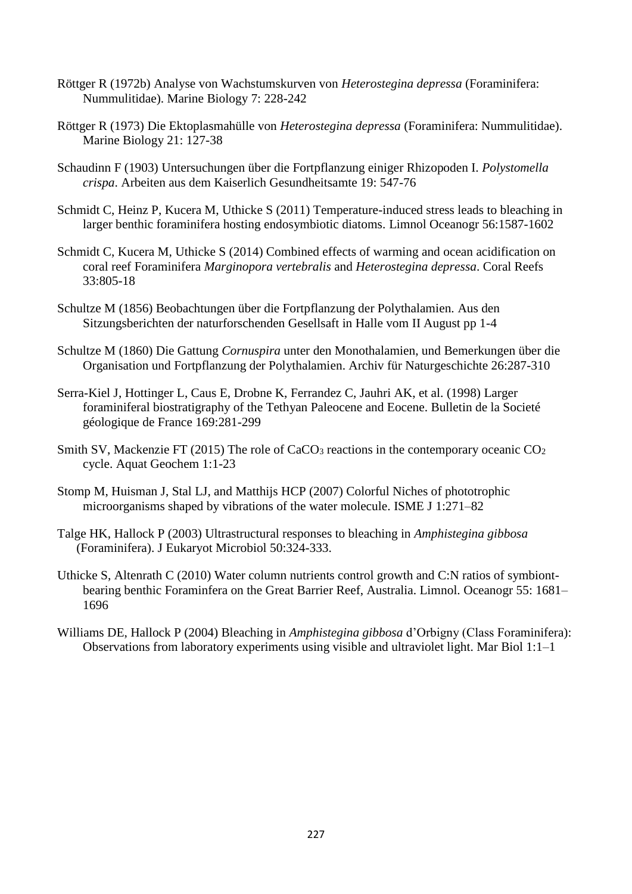Röttger R (1972b) Analyse von Wachstumskurven von *Heterostegina depressa* (Foraminifera: Nummulitidae). Marine Biology 7: 228-242

Röttger R (1973) Die Ektoplasmahülle von *Heterostegina depressa* (Foraminifera: Nummulitidae). Marine Biology 21: 127-38

Schaudinn F (1903) Untersuchungen über die Fortpflanzung einiger Rhizopoden I. *Polystomella crispa*. Arbeiten aus dem Kaiserlich Gesundheitsamte 19: 547-76

Schmidt C, Heinz P, Kucera M, Uthicke S (2011) Temperature-induced stress leads to bleaching in larger benthic foraminifera hosting endosymbiotic diatoms. Limnol Oceanogr 56:1587-1602

Schmidt C, Kucera M, Uthicke S (2014) Combined effects of warming and ocean acidification on coral reef Foraminifera *Marginopora vertebralis* and *Heterostegina depressa*. Coral Reefs 33:805-18

Schultze M (1856) Beobachtungen über die Fortpflanzung der Polythalamien. Aus den Sitzungsberichten der naturforschenden Gesellsaft in Halle vom II August pp 1-4

Schultze M (1860) Die Gattung *Cornuspira* unter den Monothalamien, und Bemerkungen über die Organisation und Fortpflanzung der Polythalamien. Archiv für Naturgeschichte 26:287-310

Serra-Kiel J, Hottinger L, Caus E, Drobne K, Ferrandez C, Jauhri AK, et al. (1998) Larger foraminiferal biostratigraphy of the Tethyan Paleocene and Eocene. Bulletin de la Societé géologique de France 169:281-299

Smith SV, Mackenzie FT (2015) The role of $CaCO_3$ reactions in the contemporary oceanic $CO_2$ cycle. Aquat Geochem 1:1-23

Stomp M, Huisman J, Stal LJ, and Matthijs HCP (2007) Colorful Niches of phototrophic microorganisms shaped by vibrations of the water molecule. ISME J 1:271–82

Talge HK, Hallock P (2003) Ultrastructural responses to bleaching in *Amphistegina gibbosa* (Foraminifera). J Eukaryot Microbiol 50:324-333.

Uthicke S, Altenrath C (2010) Water column nutrients control growth and C:N ratios of symbiont-bearing benthic Foraminfera on the Great Barrier Reef, Australia. Limnol. Oceanogr 55: 1681–1696

Williams DE, Hallock P (2004) Bleaching in *Amphistegina gibbosa* d'Orbigny (Class Foraminifera): Observations from laboratory experiments using visible and ultraviolet light. Mar Biol 1:1–1